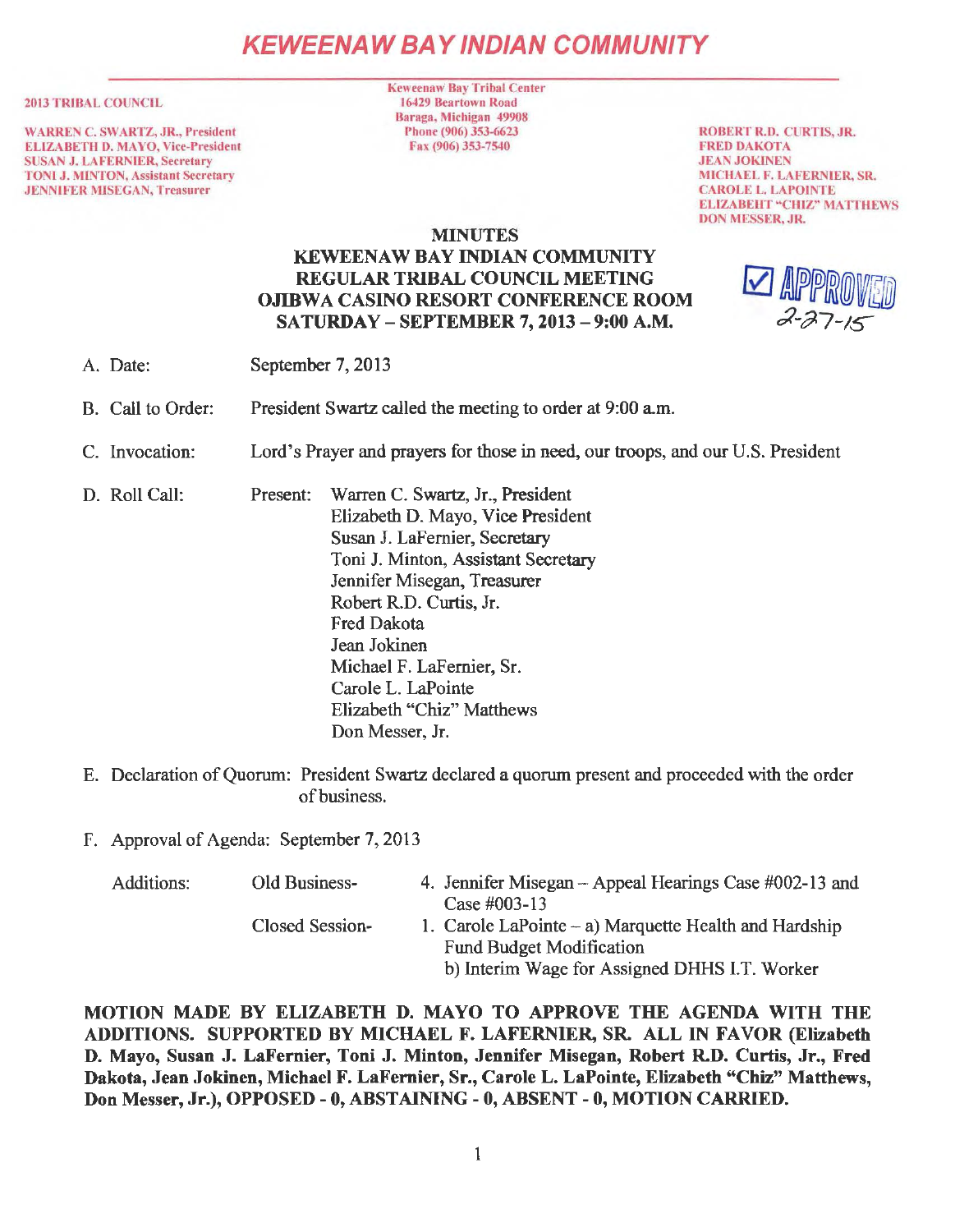# KEWEENAW BAY INDIAN COMMUNITY

**2013 TRIBAL COUNCIL**

WARREN C. SWARTZ, JR., President
ELIZABETH D. MAYO, Vice-President
SUSAN J. LAFERNIER, Secretary
TONI J. MINTON, Assistant Secretary
JENNIFER MISEGAN, Treasurer

Keweenaw Bay Tribal Center
16429 Beartown Road
Baraga, Michigan 49908
Phone (906) 353-6623
Fax (906) 353-7540

ROBERT R.D. CURTIS, JR.
FRED DAKOTA
JEAN JOKINEN
MICHAEL F. LAFERNIER, SR.
CAROLE L. LAPOINTE
ELIZABEHT "CHIZ" MATTHEWS
DON MESSER, JR.

## MINUTES
## KEWEENAW BAY INDIAN COMMUNITY
## REGULAR TRIBAL COUNCIL MEETING
## OJIBWA CASINO RESORT CONFERENCE ROOM
## SATURDAY – SEPTEMBER 7, 2013 – 9:00 A.M.

☑ APPROVED 2-27-15

A. Date: September 7, 2013

B. Call to Order: President Swartz called the meeting to order at 9:00 a.m.

C. Invocation: Lord's Prayer and prayers for those in need, our troops, and our U.S. President

D. Roll Call: Present:
- Warren C. Swartz, Jr., President
- Elizabeth D. Mayo, Vice President
- Susan J. LaFernier, Secretary
- Toni J. Minton, Assistant Secretary
- Jennifer Misegan, Treasurer
- Robert R.D. Curtis, Jr.
- Fred Dakota
- Jean Jokinen
- Michael F. LaFernier, Sr.
- Carole L. LaPointe
- Elizabeth "Chiz" Matthews
- Don Messer, Jr.

E. Declaration of Quorum: President Swartz declared a quorum present and proceeded with the order of business.

F. Approval of Agenda: September 7, 2013

Additions:

Old Business-
4. Jennifer Misegan – Appeal Hearings Case #002-13 and Case #003-13

Closed Session-
1. Carole LaPointe – a) Marquette Health and Hardship Fund Budget Modification
   b) Interim Wage for Assigned DHHS I.T. Worker

**MOTION MADE BY ELIZABETH D. MAYO TO APPROVE THE AGENDA WITH THE ADDITIONS. SUPPORTED BY MICHAEL F. LAFERNIER, SR. ALL IN FAVOR (Elizabeth D. Mayo, Susan J. LaFernier, Toni J. Minton, Jennifer Misegan, Robert R.D. Curtis, Jr., Fred Dakota, Jean Jokinen, Michael F. LaFernier, Sr., Carole L. LaPointe, Elizabeth "Chiz" Matthews, Don Messer, Jr.), OPPOSED - 0, ABSTAINING - 0, ABSENT - 0, MOTION CARRIED.**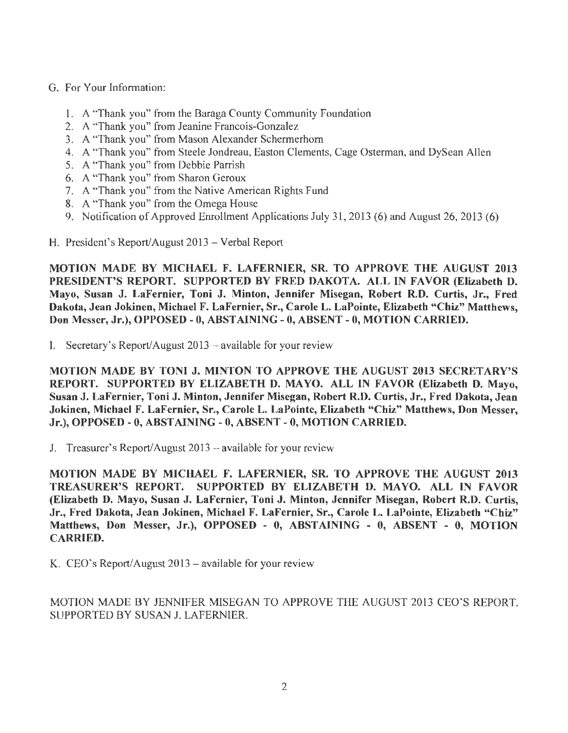G. For Your Information:

1. A "Thank you" from the Baraga County Community Foundation
2. A "Thank you" from Jeanine Francois-Gonzalez
3. A "Thank you" from Mason Alexander Schermerhorn
4. A "Thank you" from Steele Jondreau, Easton Clements, Cage Osterman, and DySean Allen
5. A "Thank you" from Debbie Parrish
6. A "Thank you" from Sharon Geroux
7. A "Thank you" from the Native American Rights Fund
8. A "Thank you" from the Omega House
9. Notification of Approved Enrollment Applications July 31, 2013 (6) and August 26, 2013 (6)

H. President's Report/August 2013 – Verbal Report

**MOTION MADE BY MICHAEL F. LAFERNIER, SR. TO APPROVE THE AUGUST 2013 PRESIDENT'S REPORT. SUPPORTED BY FRED DAKOTA. ALL IN FAVOR (Elizabeth D. Mayo, Susan J. LaFernier, Toni J. Minton, Jennifer Misegan, Robert R.D. Curtis, Jr., Fred Dakota, Jean Jokinen, Michael F. LaFernier, Sr., Carole L. LaPointe, Elizabeth "Chiz" Matthews, Don Messer, Jr.), OPPOSED - 0, ABSTAINING - 0, ABSENT - 0, MOTION CARRIED.**

I. Secretary's Report/August 2013 – available for your review

**MOTION MADE BY TONI J. MINTON TO APPROVE THE AUGUST 2013 SECRETARY'S REPORT. SUPPORTED BY ELIZABETH D. MAYO. ALL IN FAVOR (Elizabeth D. Mayo, Susan J. LaFernier, Toni J. Minton, Jennifer Misegan, Robert R.D. Curtis, Jr., Fred Dakota, Jean Jokinen, Michael F. LaFernier, Sr., Carole L. LaPointe, Elizabeth "Chiz" Matthews, Don Messer, Jr.), OPPOSED - 0, ABSTAINING - 0, ABSENT - 0, MOTION CARRIED.**

J. Treasurer's Report/August 2013 – available for your review

**MOTION MADE BY MICHAEL F. LAFERNIER, SR. TO APPROVE THE AUGUST 2013 TREASURER'S REPORT. SUPPORTED BY ELIZABETH D. MAYO. ALL IN FAVOR (Elizabeth D. Mayo, Susan J. LaFernier, Toni J. Minton, Jennifer Misegan, Robert R.D. Curtis, Jr., Fred Dakota, Jean Jokinen, Michael F. LaFernier, Sr., Carole L. LaPointe, Elizabeth "Chiz" Matthews, Don Messer, Jr.), OPPOSED - 0, ABSTAINING - 0, ABSENT - 0, MOTION CARRIED.**

K. CEO's Report/August 2013 – available for your review

MOTION MADE BY JENNIFER MISEGAN TO APPROVE THE AUGUST 2013 CEO'S REPORT. SUPPORTED BY SUSAN J. LAFERNIER.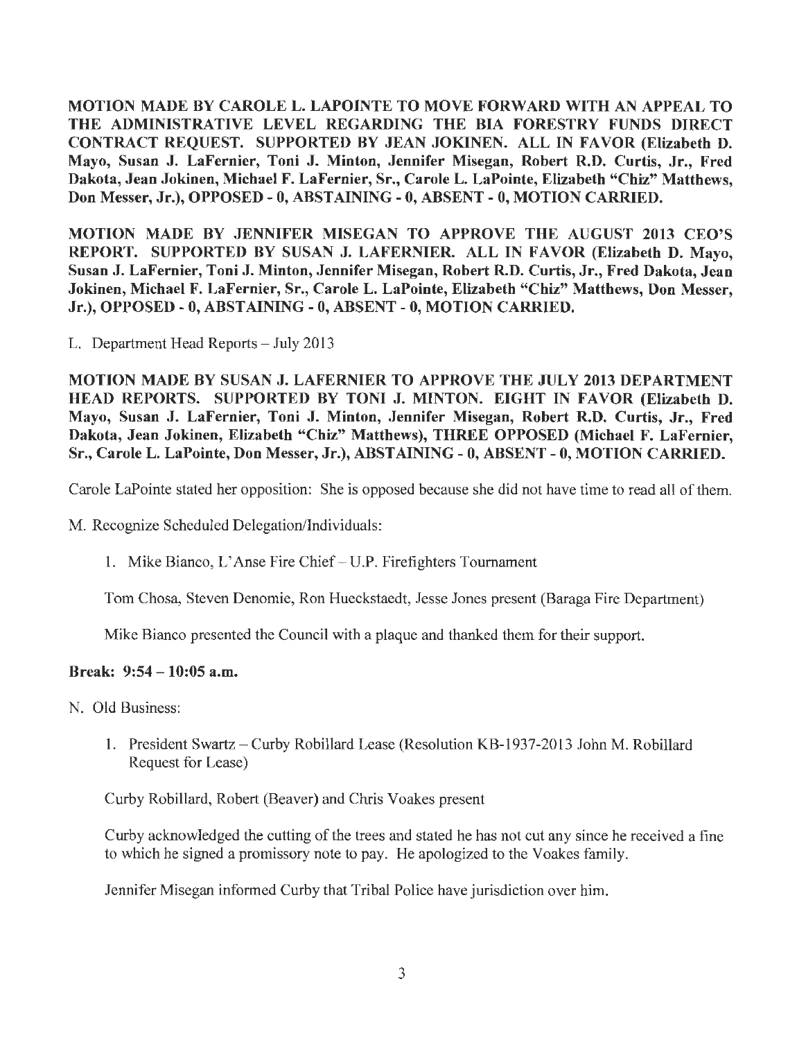**MOTION MADE BY CAROLE L. LAPOINTE TO MOVE FORWARD WITH AN APPEAL TO THE ADMINISTRATIVE LEVEL REGARDING THE BIA FORESTRY FUNDS DIRECT CONTRACT REQUEST. SUPPORTED BY JEAN JOKINEN. ALL IN FAVOR (Elizabeth D. Mayo, Susan J. LaFernier, Toni J. Minton, Jennifer Misegan, Robert R.D. Curtis, Jr., Fred Dakota, Jean Jokinen, Michael F. LaFernier, Sr., Carole L. LaPointe, Elizabeth "Chiz" Matthews, Don Messer, Jr.), OPPOSED - 0, ABSTAINING - 0, ABSENT - 0, MOTION CARRIED.**

**MOTION MADE BY JENNIFER MISEGAN TO APPROVE THE AUGUST 2013 CEO'S REPORT. SUPPORTED BY SUSAN J. LAFERNIER. ALL IN FAVOR (Elizabeth D. Mayo, Susan J. LaFernier, Toni J. Minton, Jennifer Misegan, Robert R.D. Curtis, Jr., Fred Dakota, Jean Jokinen, Michael F. LaFernier, Sr., Carole L. LaPointe, Elizabeth "Chiz" Matthews, Don Messer, Jr.), OPPOSED - 0, ABSTAINING - 0, ABSENT - 0, MOTION CARRIED.**

L. Department Head Reports – July 2013

**MOTION MADE BY SUSAN J. LAFERNIER TO APPROVE THE JULY 2013 DEPARTMENT HEAD REPORTS. SUPPORTED BY TONI J. MINTON. EIGHT IN FAVOR (Elizabeth D. Mayo, Susan J. LaFernier, Toni J. Minton, Jennifer Misegan, Robert R.D. Curtis, Jr., Fred Dakota, Jean Jokinen, Elizabeth "Chiz" Matthews), THREE OPPOSED (Michael F. LaFernier, Sr., Carole L. LaPointe, Don Messer, Jr.), ABSTAINING - 0, ABSENT - 0, MOTION CARRIED.**

Carole LaPointe stated her opposition: She is opposed because she did not have time to read all of them.

M. Recognize Scheduled Delegation/Individuals:

1. Mike Bianco, L'Anse Fire Chief – U.P. Firefighters Tournament

   Tom Chosa, Steven Denomie, Ron Hueckstaedt, Jesse Jones present (Baraga Fire Department)

   Mike Bianco presented the Council with a plaque and thanked them for their support.

**Break: 9:54 – 10:05 a.m.**

N. Old Business:

1. President Swartz – Curby Robillard Lease (Resolution KB-1937-2013 John M. Robillard Request for Lease)

   Curby Robillard, Robert (Beaver) and Chris Voakes present

   Curby acknowledged the cutting of the trees and stated he has not cut any since he received a fine to which he signed a promissory note to pay. He apologized to the Voakes family.

   Jennifer Misegan informed Curby that Tribal Police have jurisdiction over him.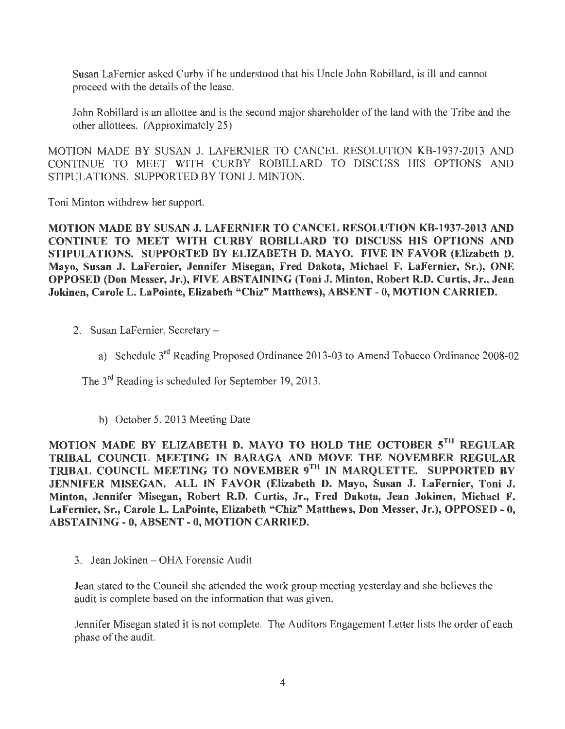Susan LaFernier asked Curby if he understood that his Uncle John Robillard, is ill and cannot proceed with the details of the lease.

John Robillard is an allottee and is the second major shareholder of the land with the Tribe and the other allottees. (Approximately 25)

MOTION MADE BY SUSAN J. LAFERNIER TO CANCEL RESOLUTION KB-1937-2013 AND CONTINUE TO MEET WITH CURBY ROBILLARD TO DISCUSS HIS OPTIONS AND STIPULATIONS. SUPPORTED BY TONI J. MINTON.

Toni Minton withdrew her support.

**MOTION MADE BY SUSAN J. LAFERNIER TO CANCEL RESOLUTION KB-1937-2013 AND CONTINUE TO MEET WITH CURBY ROBILLARD TO DISCUSS HIS OPTIONS AND STIPULATIONS. SUPPORTED BY ELIZABETH D. MAYO. FIVE IN FAVOR (Elizabeth D. Mayo, Susan J. LaFernier, Jennifer Misegan, Fred Dakota, Michael F. LaFernier, Sr.), ONE OPPOSED (Don Messer, Jr.), FIVE ABSTAINING (Toni J. Minton, Robert R.D. Curtis, Jr., Jean Jokinen, Carole L. LaPointe, Elizabeth "Chiz" Matthews), ABSENT - 0, MOTION CARRIED.**

2. Susan LaFernier, Secretary –

   a) Schedule 3rd Reading Proposed Ordinance 2013-03 to Amend Tobacco Ordinance 2008-02

The 3rd Reading is scheduled for September 19, 2013.

   b) October 5, 2013 Meeting Date

**MOTION MADE BY ELIZABETH D. MAYO TO HOLD THE OCTOBER 5TH REGULAR TRIBAL COUNCIL MEETING IN BARAGA AND MOVE THE NOVEMBER REGULAR TRIBAL COUNCIL MEETING TO NOVEMBER 9TH IN MARQUETTE. SUPPORTED BY JENNIFER MISEGAN. ALL IN FAVOR (Elizabeth D. Mayo, Susan J. LaFernier, Toni J. Minton, Jennifer Misegan, Robert R.D. Curtis, Jr., Fred Dakota, Jean Jokinen, Michael F. LaFernier, Sr., Carole L. LaPointe, Elizabeth "Chiz" Matthews, Don Messer, Jr.), OPPOSED - 0, ABSTAINING - 0, ABSENT - 0, MOTION CARRIED.**

3. Jean Jokinen – OHA Forensic Audit

Jean stated to the Council she attended the work group meeting yesterday and she believes the audit is complete based on the information that was given.

Jennifer Misegan stated it is not complete. The Auditors Engagement Letter lists the order of each phase of the audit.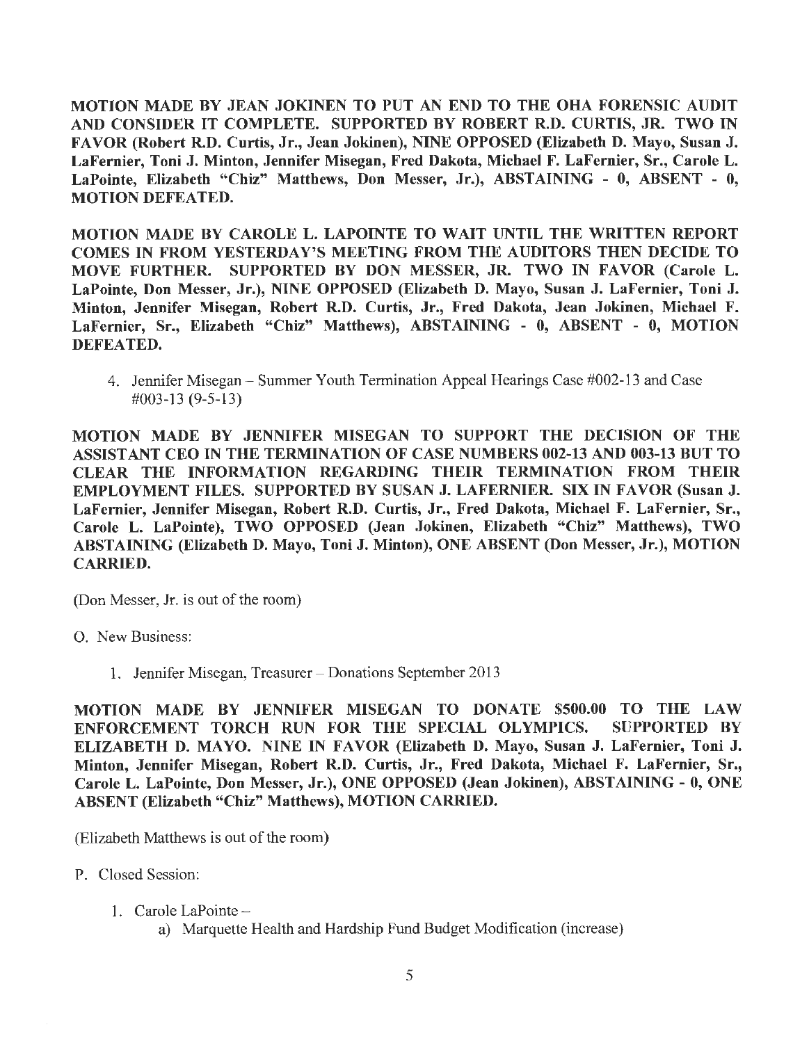**MOTION MADE BY JEAN JOKINEN TO PUT AN END TO THE OHA FORENSIC AUDIT AND CONSIDER IT COMPLETE. SUPPORTED BY ROBERT R.D. CURTIS, JR. TWO IN FAVOR (Robert R.D. Curtis, Jr., Jean Jokinen), NINE OPPOSED (Elizabeth D. Mayo, Susan J. LaFernier, Toni J. Minton, Jennifer Misegan, Fred Dakota, Michael F. LaFernier, Sr., Carole L. LaPointe, Elizabeth "Chiz" Matthews, Don Messer, Jr.), ABSTAINING - 0, ABSENT - 0, MOTION DEFEATED.**

**MOTION MADE BY CAROLE L. LAPOINTE TO WAIT UNTIL THE WRITTEN REPORT COMES IN FROM YESTERDAY'S MEETING FROM THE AUDITORS THEN DECIDE TO MOVE FURTHER. SUPPORTED BY DON MESSER, JR. TWO IN FAVOR (Carole L. LaPointe, Don Messer, Jr.), NINE OPPOSED (Elizabeth D. Mayo, Susan J. LaFernier, Toni J. Minton, Jennifer Misegan, Robert R.D. Curtis, Jr., Fred Dakota, Jean Jokinen, Michael F. LaFernier, Sr., Elizabeth "Chiz" Matthews), ABSTAINING - 0, ABSENT - 0, MOTION DEFEATED.**

4. Jennifer Misegan – Summer Youth Termination Appeal Hearings Case #002-13 and Case #003-13 (9-5-13)

**MOTION MADE BY JENNIFER MISEGAN TO SUPPORT THE DECISION OF THE ASSISTANT CEO IN THE TERMINATION OF CASE NUMBERS 002-13 AND 003-13 BUT TO CLEAR THE INFORMATION REGARDING THEIR TERMINATION FROM THEIR EMPLOYMENT FILES. SUPPORTED BY SUSAN J. LAFERNIER. SIX IN FAVOR (Susan J. LaFernier, Jennifer Misegan, Robert R.D. Curtis, Jr., Fred Dakota, Michael F. LaFernier, Sr., Carole L. LaPointe), TWO OPPOSED (Jean Jokinen, Elizabeth "Chiz" Matthews), TWO ABSTAINING (Elizabeth D. Mayo, Toni J. Minton), ONE ABSENT (Don Messer, Jr.), MOTION CARRIED.**

(Don Messer, Jr. is out of the room)

O. New Business:

1. Jennifer Misegan, Treasurer – Donations September 2013

**MOTION MADE BY JENNIFER MISEGAN TO DONATE $500.00 TO THE LAW ENFORCEMENT TORCH RUN FOR THE SPECIAL OLYMPICS. SUPPORTED BY ELIZABETH D. MAYO. NINE IN FAVOR (Elizabeth D. Mayo, Susan J. LaFernier, Toni J. Minton, Jennifer Misegan, Robert R.D. Curtis, Jr., Fred Dakota, Michael F. LaFernier, Sr., Carole L. LaPointe, Don Messer, Jr.), ONE OPPOSED (Jean Jokinen), ABSTAINING - 0, ONE ABSENT (Elizabeth "Chiz" Matthews), MOTION CARRIED.**

(Elizabeth Matthews is out of the room)

P. Closed Session:

1. Carole LaPointe –
   a) Marquette Health and Hardship Fund Budget Modification (increase)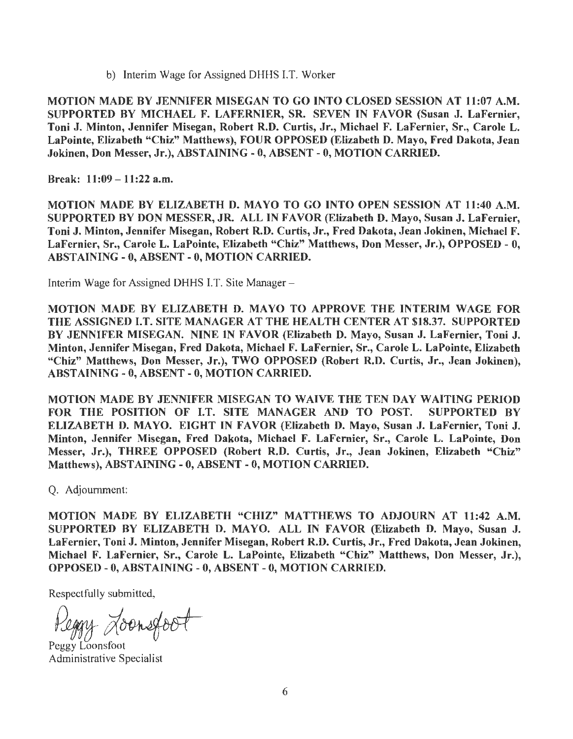b) Interim Wage for Assigned DHHS I.T. Worker

**MOTION MADE BY JENNIFER MISEGAN TO GO INTO CLOSED SESSION AT 11:07 A.M. SUPPORTED BY MICHAEL F. LAFERNIER, SR. SEVEN IN FAVOR (Susan J. LaFernier, Toni J. Minton, Jennifer Misegan, Robert R.D. Curtis, Jr., Michael F. LaFernier, Sr., Carole L. LaPointe, Elizabeth "Chiz" Matthews), FOUR OPPOSED (Elizabeth D. Mayo, Fred Dakota, Jean Jokinen, Don Messer, Jr.), ABSTAINING - 0, ABSENT - 0, MOTION CARRIED.**

**Break: 11:09 – 11:22 a.m.**

**MOTION MADE BY ELIZABETH D. MAYO TO GO INTO OPEN SESSION AT 11:40 A.M. SUPPORTED BY DON MESSER, JR. ALL IN FAVOR (Elizabeth D. Mayo, Susan J. LaFernier, Toni J. Minton, Jennifer Misegan, Robert R.D. Curtis, Jr., Fred Dakota, Jean Jokinen, Michael F. LaFernier, Sr., Carole L. LaPointe, Elizabeth "Chiz" Matthews, Don Messer, Jr.), OPPOSED - 0, ABSTAINING - 0, ABSENT - 0, MOTION CARRIED.**

Interim Wage for Assigned DHHS I.T. Site Manager –

**MOTION MADE BY ELIZABETH D. MAYO TO APPROVE THE INTERIM WAGE FOR THE ASSIGNED I.T. SITE MANAGER AT THE HEALTH CENTER AT $18.37. SUPPORTED BY JENNIFER MISEGAN. NINE IN FAVOR (Elizabeth D. Mayo, Susan J. LaFernier, Toni J. Minton, Jennifer Misegan, Fred Dakota, Michael F. LaFernier, Sr., Carole L. LaPointe, Elizabeth "Chiz" Matthews, Don Messer, Jr.), TWO OPPOSED (Robert R.D. Curtis, Jr., Jean Jokinen), ABSTAINING - 0, ABSENT - 0, MOTION CARRIED.**

**MOTION MADE BY JENNIFER MISEGAN TO WAIVE THE TEN DAY WAITING PERIOD FOR THE POSITION OF I.T. SITE MANAGER AND TO POST. SUPPORTED BY ELIZABETH D. MAYO. EIGHT IN FAVOR (Elizabeth D. Mayo, Susan J. LaFernier, Toni J. Minton, Jennifer Misegan, Fred Dakota, Michael F. LaFernier, Sr., Carole L. LaPointe, Don Messer, Jr.), THREE OPPOSED (Robert R.D. Curtis, Jr., Jean Jokinen, Elizabeth "Chiz" Matthews), ABSTAINING - 0, ABSENT - 0, MOTION CARRIED.**

Q. Adjournment:

**MOTION MADE BY ELIZABETH "CHIZ" MATTHEWS TO ADJOURN AT 11:42 A.M. SUPPORTED BY ELIZABETH D. MAYO. ALL IN FAVOR (Elizabeth D. Mayo, Susan J. LaFernier, Toni J. Minton, Jennifer Misegan, Robert R.D. Curtis, Jr., Fred Dakota, Jean Jokinen, Michael F. LaFernier, Sr., Carole L. LaPointe, Elizabeth "Chiz" Matthews, Don Messer, Jr.), OPPOSED - 0, ABSTAINING - 0, ABSENT - 0, MOTION CARRIED.**

Respectfully submitted,

Peggy Loonsfoot

Peggy Loonsfoot
Administrative Specialist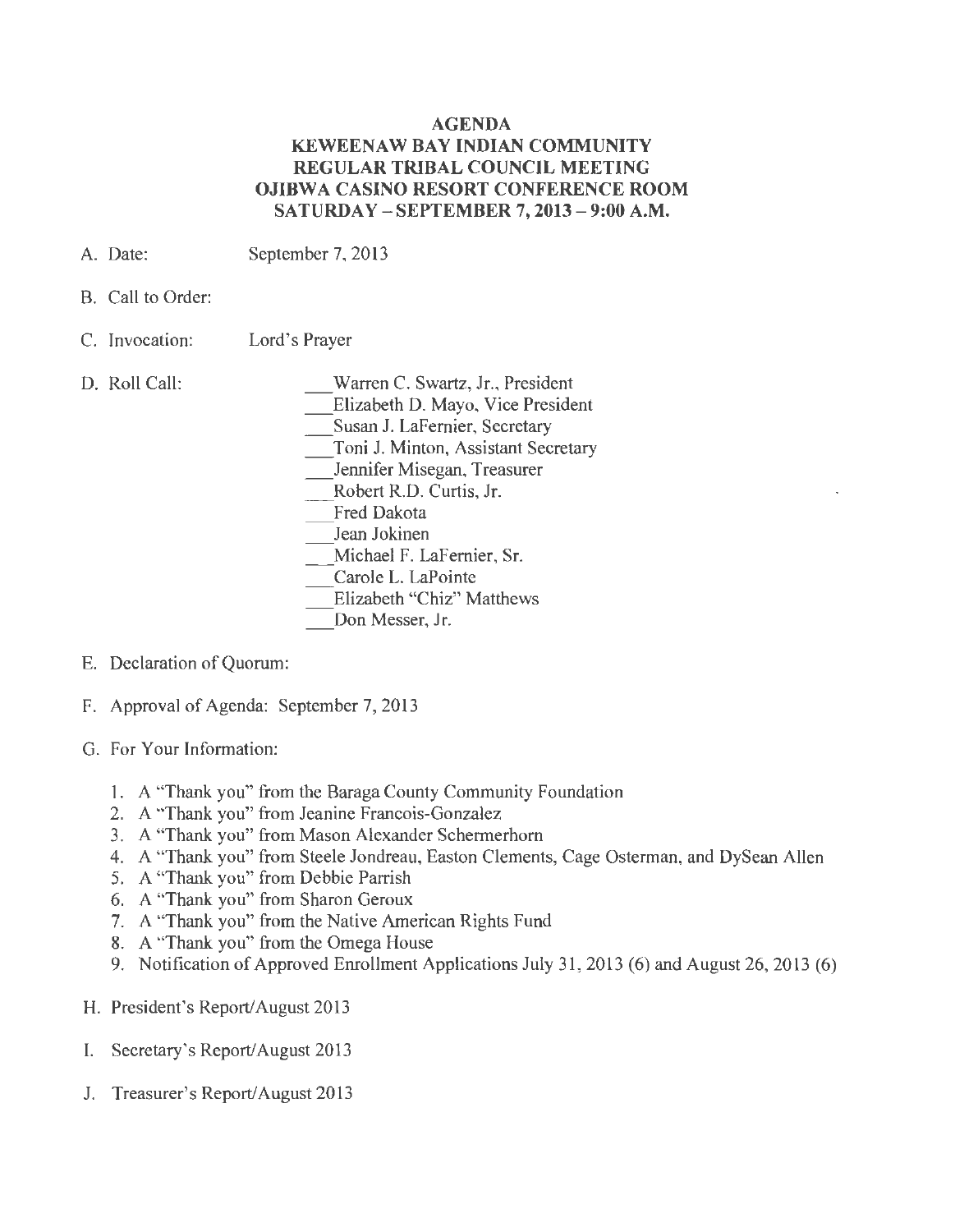# AGENDA
## KEWEENAW BAY INDIAN COMMUNITY
## REGULAR TRIBAL COUNCIL MEETING
## OJIBWA CASINO RESORT CONFERENCE ROOM
## SATURDAY – SEPTEMBER 7, 2013 – 9:00 A.M.

A. Date: September 7, 2013

B. Call to Order:

C. Invocation: Lord's Prayer

D. Roll Call:

___Warren C. Swartz, Jr., President
___Elizabeth D. Mayo, Vice President
___Susan J. LaFernier, Secretary
___Toni J. Minton, Assistant Secretary
___Jennifer Misegan, Treasurer
___Robert R.D. Curtis, Jr.
___Fred Dakota
___Jean Jokinen
___Michael F. LaFernier, Sr.
___Carole L. LaPointe
___Elizabeth "Chiz" Matthews
___Don Messer, Jr.

E. Declaration of Quorum:

F. Approval of Agenda: September 7, 2013

G. For Your Information:

1. A "Thank you" from the Baraga County Community Foundation
2. A "Thank you" from Jeanine Francois-Gonzalez
3. A "Thank you" from Mason Alexander Schermerhorn
4. A "Thank you" from Steele Jondreau, Easton Clements, Cage Osterman, and DySean Allen
5. A "Thank you" from Debbie Parrish
6. A "Thank you" from Sharon Geroux
7. A "Thank you" from the Native American Rights Fund
8. A "Thank you" from the Omega House
9. Notification of Approved Enrollment Applications July 31, 2013 (6) and August 26, 2013 (6)

H. President's Report/August 2013

I. Secretary's Report/August 2013

J. Treasurer's Report/August 2013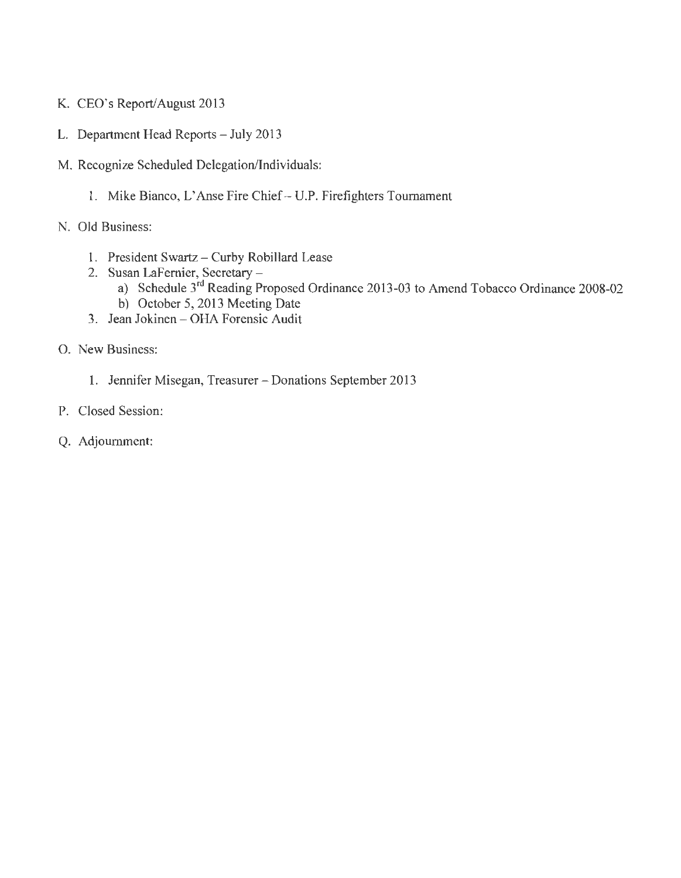K. CEO's Report/August 2013

L. Department Head Reports – July 2013

M. Recognize Scheduled Delegation/Individuals:

   1. Mike Bianco, L'Anse Fire Chief – U.P. Firefighters Tournament

N. Old Business:

   1. President Swartz – Curby Robillard Lease
   2. Susan LaFernier, Secretary –
      a) Schedule 3rd Reading Proposed Ordinance 2013-03 to Amend Tobacco Ordinance 2008-02
      b) October 5, 2013 Meeting Date
   3. Jean Jokinen – OHA Forensic Audit

O. New Business:

   1. Jennifer Misegan, Treasurer – Donations September 2013

P. Closed Session:

Q. Adjournment: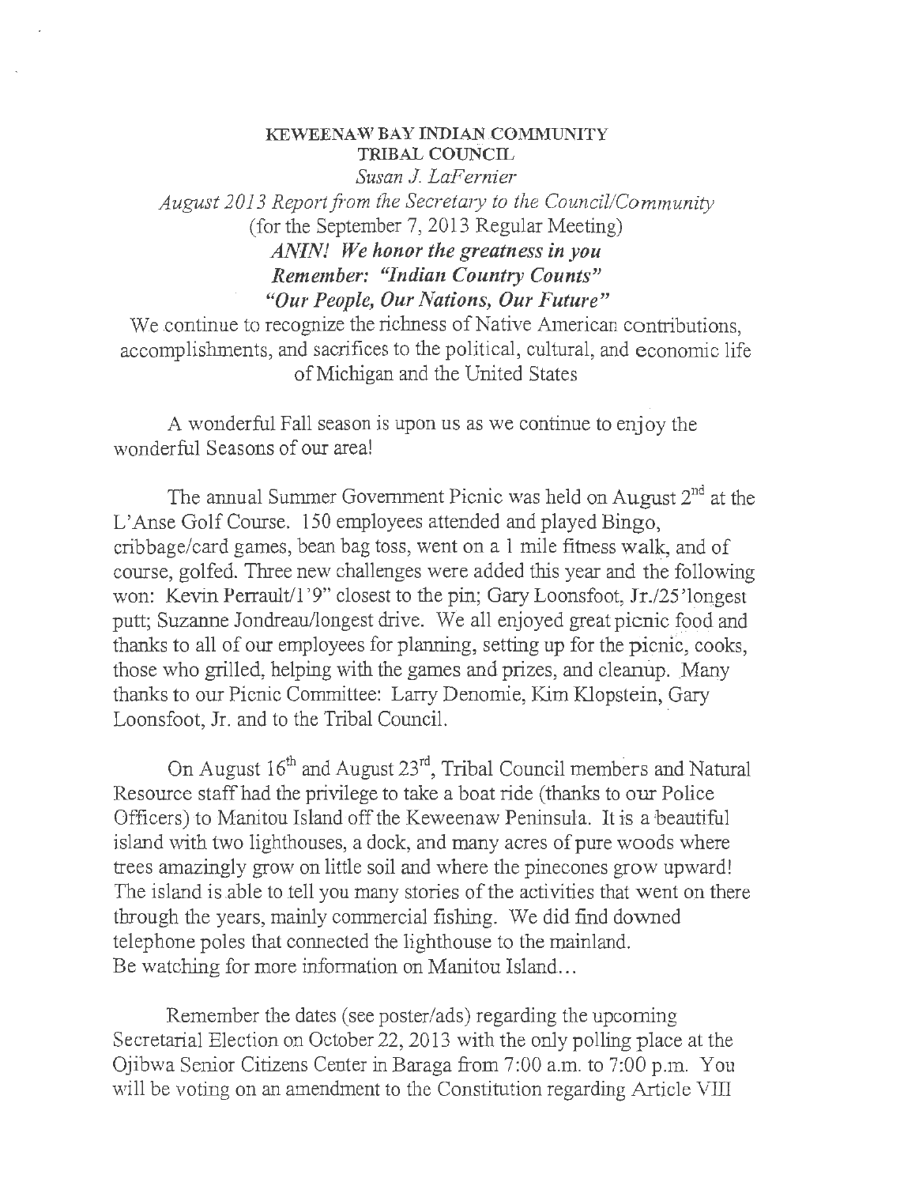**KEWEENAW BAY INDIAN COMMUNITY**
**TRIBAL COUNCIL**

*Susan J. LaFernier*

*August 2013 Report from the Secretary to the Council/Community*

(for the September 7, 2013 Regular Meeting)

***ANIN! We honor the greatness in you***

***Remember: "Indian Country Counts"***

***"Our People, Our Nations, Our Future"***

We continue to recognize the richness of Native American contributions, accomplishments, and sacrifices to the political, cultural, and economic life of Michigan and the United States

A wonderful Fall season is upon us as we continue to enjoy the wonderful Seasons of our area!

The annual Summer Government Picnic was held on August 2nd at the L'Anse Golf Course. 150 employees attended and played Bingo, cribbage/card games, bean bag toss, went on a 1 mile fitness walk, and of course, golfed. Three new challenges were added this year and the following won: Kevin Perrault/1'9" closest to the pin; Gary Loonsfoot, Jr./25'longest putt; Suzanne Jondreau/longest drive. We all enjoyed great picnic food and thanks to all of our employees for planning, setting up for the picnic, cooks, those who grilled, helping with the games and prizes, and cleanup. Many thanks to our Picnic Committee: Larry Denomie, Kim Klopstein, Gary Loonsfoot, Jr. and to the Tribal Council.

On August 16th and August 23rd, Tribal Council members and Natural Resource staff had the privilege to take a boat ride (thanks to our Police Officers) to Manitou Island off the Keweenaw Peninsula. It is a beautiful island with two lighthouses, a dock, and many acres of pure woods where trees amazingly grow on little soil and where the pinecones grow upward! The island is able to tell you many stories of the activities that went on there through the years, mainly commercial fishing. We did find downed telephone poles that connected the lighthouse to the mainland.
Be watching for more information on Manitou Island...

Remember the dates (see poster/ads) regarding the upcoming Secretarial Election on October 22, 2013 with the only polling place at the Ojibwa Senior Citizens Center in Baraga from 7:00 a.m. to 7:00 p.m. You will be voting on an amendment to the Constitution regarding Article VIII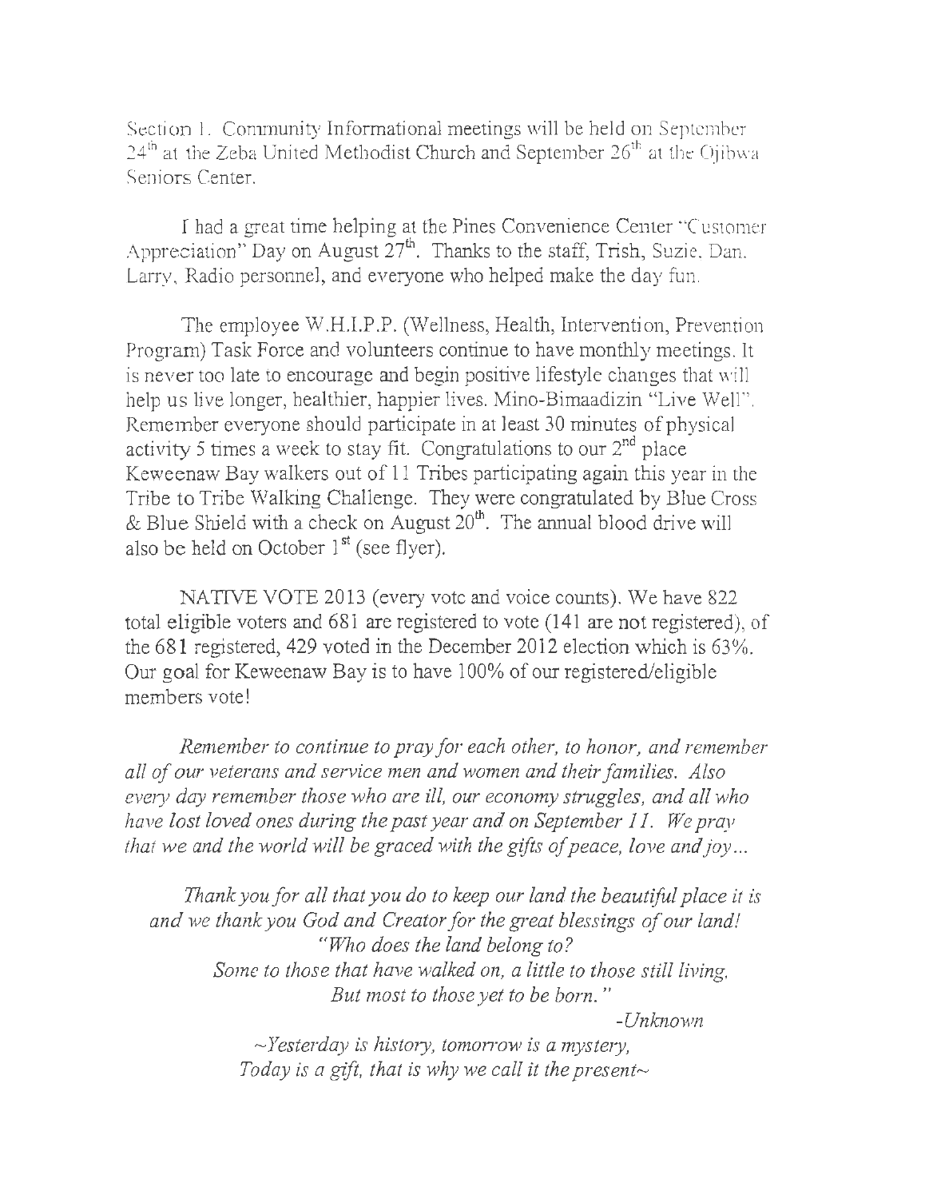Section 1. Community Informational meetings will be held on September 24th at the Zeba United Methodist Church and September 26th at the Ojibwa Seniors Center.

I had a great time helping at the Pines Convenience Center "Customer Appreciation" Day on August 27th. Thanks to the staff, Trish, Suzie, Dan, Larry, Radio personnel, and everyone who helped make the day fun.

The employee W.H.I.P.P. (Wellness, Health, Intervention, Prevention Program) Task Force and volunteers continue to have monthly meetings. It is never too late to encourage and begin positive lifestyle changes that will help us live longer, healthier, happier lives. Mino-Bimaadizin "Live Well". Remember everyone should participate in at least 30 minutes of physical activity 5 times a week to stay fit. Congratulations to our 2nd place Keweenaw Bay walkers out of 11 Tribes participating again this year in the Tribe to Tribe Walking Challenge. They were congratulated by Blue Cross & Blue Shield with a check on August 20th. The annual blood drive will also be held on October 1st (see flyer).

NATIVE VOTE 2013 (every vote and voice counts). We have 822 total eligible voters and 681 are registered to vote (141 are not registered), of the 681 registered, 429 voted in the December 2012 election which is 63%. Our goal for Keweenaw Bay is to have 100% of our registered/eligible members vote!

*Remember to continue to pray for each other, to honor, and remember all of our veterans and service men and women and their families. Also every day remember those who are ill, our economy struggles, and all who have lost loved ones during the past year and on September 11. We pray that we and the world will be graced with the gifts of peace, love and joy...*

*Thank you for all that you do to keep our land the beautiful place it is and we thank you God and Creator for the great blessings of our land!*

*"Who does the land belong to?*
*Some to those that have walked on, a little to those still living.*
*But most to those yet to be born."*

*-Unknown*

*~Yesterday is history, tomorrow is a mystery,*
*Today is a gift, that is why we call it the present~*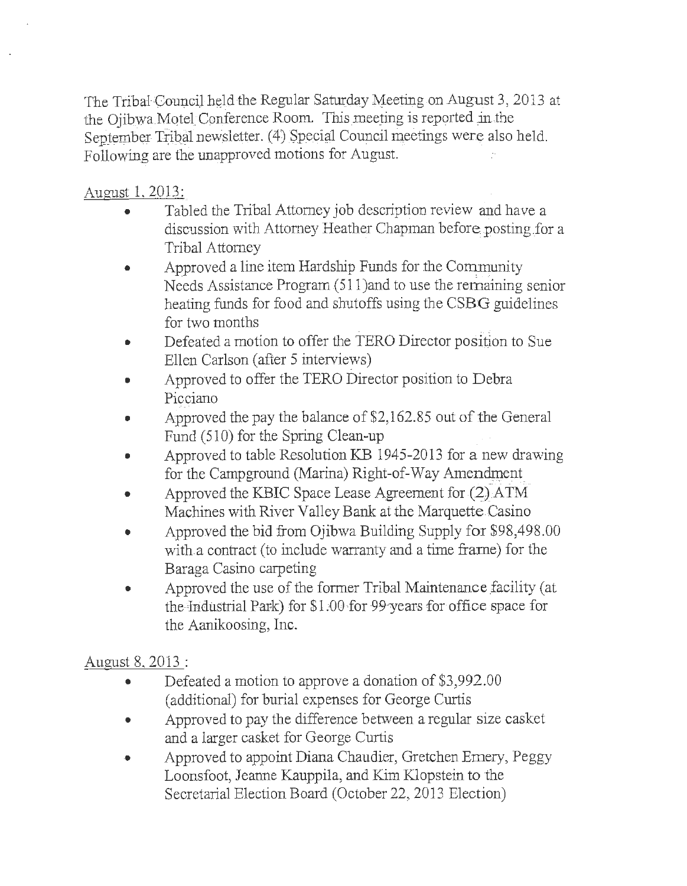The Tribal Council held the Regular Saturday Meeting on August 3, 2013 at the Ojibwa Motel Conference Room. This meeting is reported in the September Tribal newsletter. (4) Special Council meetings were also held. Following are the unapproved motions for August.

August 1, 2013:

- Tabled the Tribal Attorney job description review and have a discussion with Attorney Heather Chapman before posting for a Tribal Attorney
- Approved a line item Hardship Funds for the Community Needs Assistance Program (511)and to use the remaining senior heating funds for food and shutoffs using the CSBG guidelines for two months
- Defeated a motion to offer the TERO Director position to Sue Ellen Carlson (after 5 interviews)
- Approved to offer the TERO Director position to Debra Picciano
- Approved the pay the balance of $2,162.85 out of the General Fund (510) for the Spring Clean-up
- Approved to table Resolution KB 1945-2013 for a new drawing for the Campground (Marina) Right-of-Way Amendment
- Approved the KBIC Space Lease Agreement for (2) ATM Machines with River Valley Bank at the Marquette Casino
- Approved the bid from Ojibwa Building Supply for $98,498.00 with a contract (to include warranty and a time frame) for the Baraga Casino carpeting
- Approved the use of the former Tribal Maintenance facility (at the Industrial Park) for $1.00 for 99 years for office space for the Aanikoosing, Inc.

August 8, 2013 :

- Defeated a motion to approve a donation of $3,992.00 (additional) for burial expenses for George Curtis
- Approved to pay the difference between a regular size casket and a larger casket for George Curtis
- Approved to appoint Diana Chaudier, Gretchen Emery, Peggy Loonsfoot, Jeanne Kauppila, and Kim Klopstein to the Secretarial Election Board (October 22, 2013 Election)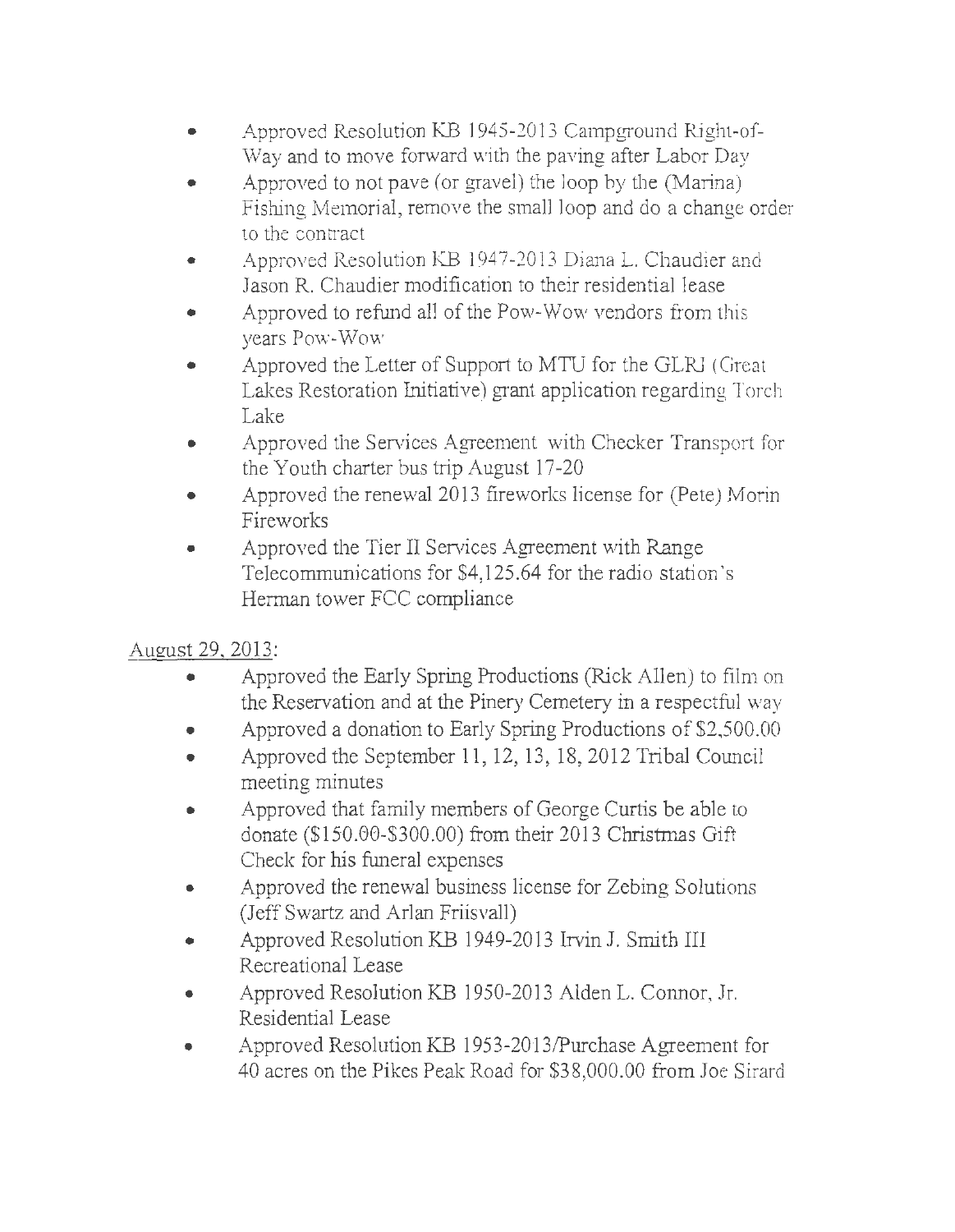- Approved Resolution KB 1945-2013 Campground Right-of-Way and to move forward with the paving after Labor Day
- Approved to not pave (or gravel) the loop by the (Marina) Fishing Memorial, remove the small loop and do a change order to the contract
- Approved Resolution KB 1947-2013 Diana L. Chaudier and Jason R. Chaudier modification to their residential lease
- Approved to refund all of the Pow-Wow vendors from this years Pow-Wow
- Approved the Letter of Support to MTU for the GLRI (Great Lakes Restoration Initiative) grant application regarding Torch Lake
- Approved the Services Agreement with Checker Transport for the Youth charter bus trip August 17-20
- Approved the renewal 2013 fireworks license for (Pete) Morin Fireworks
- Approved the Tier II Services Agreement with Range Telecommunications for $4,125.64 for the radio station's Herman tower FCC compliance

<u>August 29, 2013</u>:

- Approved the Early Spring Productions (Rick Allen) to film on the Reservation and at the Pinery Cemetery in a respectful way
- Approved a donation to Early Spring Productions of $2,500.00
- Approved the September 11, 12, 13, 18, 2012 Tribal Council meeting minutes
- Approved that family members of George Curtis be able to donate ($150.00-$300.00) from their 2013 Christmas Gift Check for his funeral expenses
- Approved the renewal business license for Zebing Solutions (Jeff Swartz and Arlan Friisvall)
- Approved Resolution KB 1949-2013 Irvin J. Smith III Recreational Lease
- Approved Resolution KB 1950-2013 Alden L. Connor, Jr. Residential Lease
- Approved Resolution KB 1953-2013/Purchase Agreement for 40 acres on the Pikes Peak Road for $38,000.00 from Joe Sirard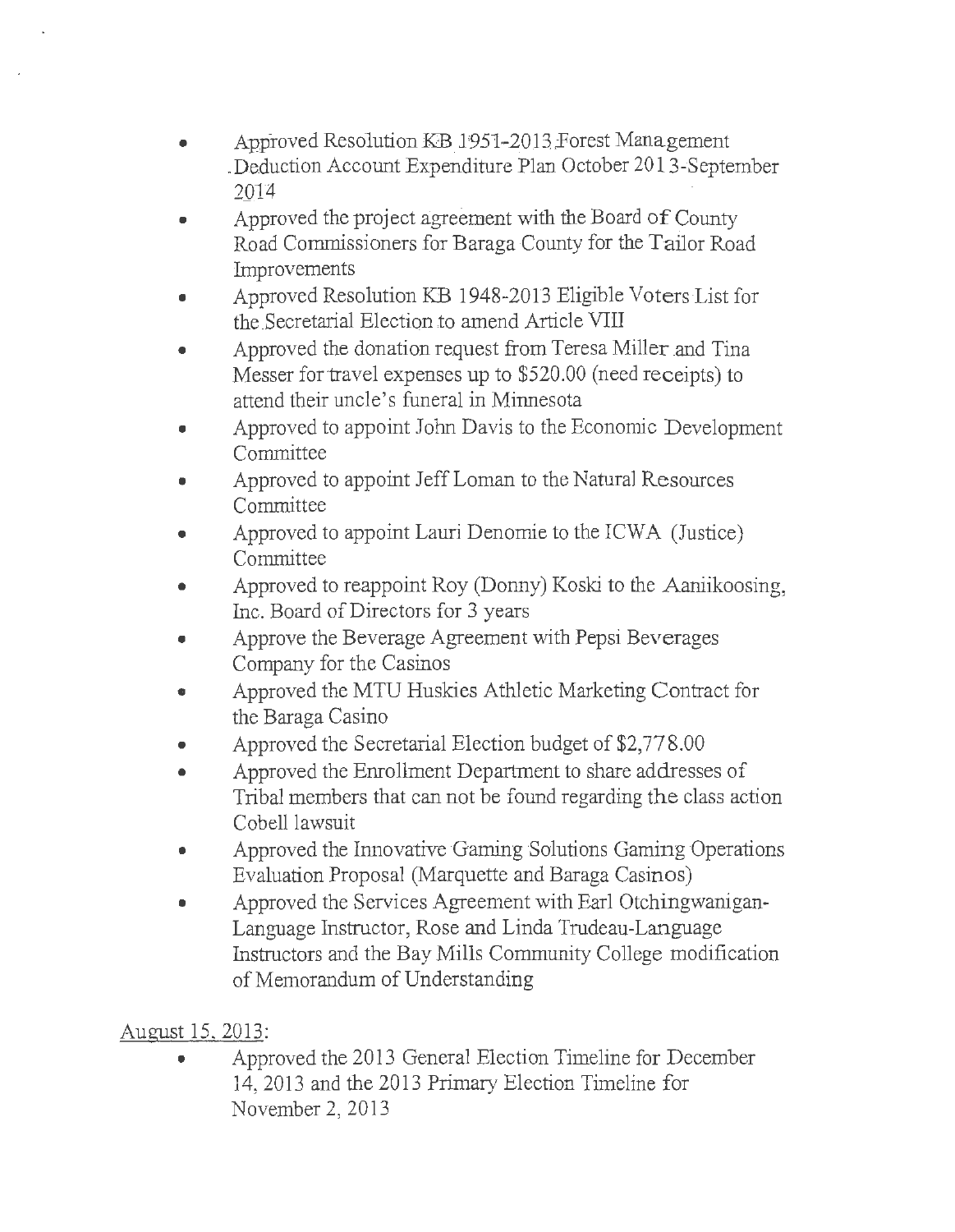- Approved Resolution KB 1951-2013 Forest Management Deduction Account Expenditure Plan October 2013-September 2014
- Approved the project agreement with the Board of County Road Commissioners for Baraga County for the Tailor Road Improvements
- Approved Resolution KB 1948-2013 Eligible Voters List for the Secretarial Election to amend Article VIII
- Approved the donation request from Teresa Miller and Tina Messer for travel expenses up to $520.00 (need receipts) to attend their uncle's funeral in Minnesota
- Approved to appoint John Davis to the Economic Development Committee
- Approved to appoint Jeff Loman to the Natural Resources Committee
- Approved to appoint Lauri Denomie to the ICWA (Justice) Committee
- Approved to reappoint Roy (Donny) Koski to the Aaniikoosing, Inc. Board of Directors for 3 years
- Approve the Beverage Agreement with Pepsi Beverages Company for the Casinos
- Approved the MTU Huskies Athletic Marketing Contract for the Baraga Casino
- Approved the Secretarial Election budget of $2,778.00
- Approved the Enrollment Department to share addresses of Tribal members that can not be found regarding the class action Cobell lawsuit
- Approved the Innovative Gaming Solutions Gaming Operations Evaluation Proposal (Marquette and Baraga Casinos)
- Approved the Services Agreement with Earl Otchingwanigan-Language Instructor, Rose and Linda Trudeau-Language Instructors and the Bay Mills Community College modification of Memorandum of Understanding

<u>August 15, 2013</u>:

- Approved the 2013 General Election Timeline for December 14, 2013 and the 2013 Primary Election Timeline for November 2, 2013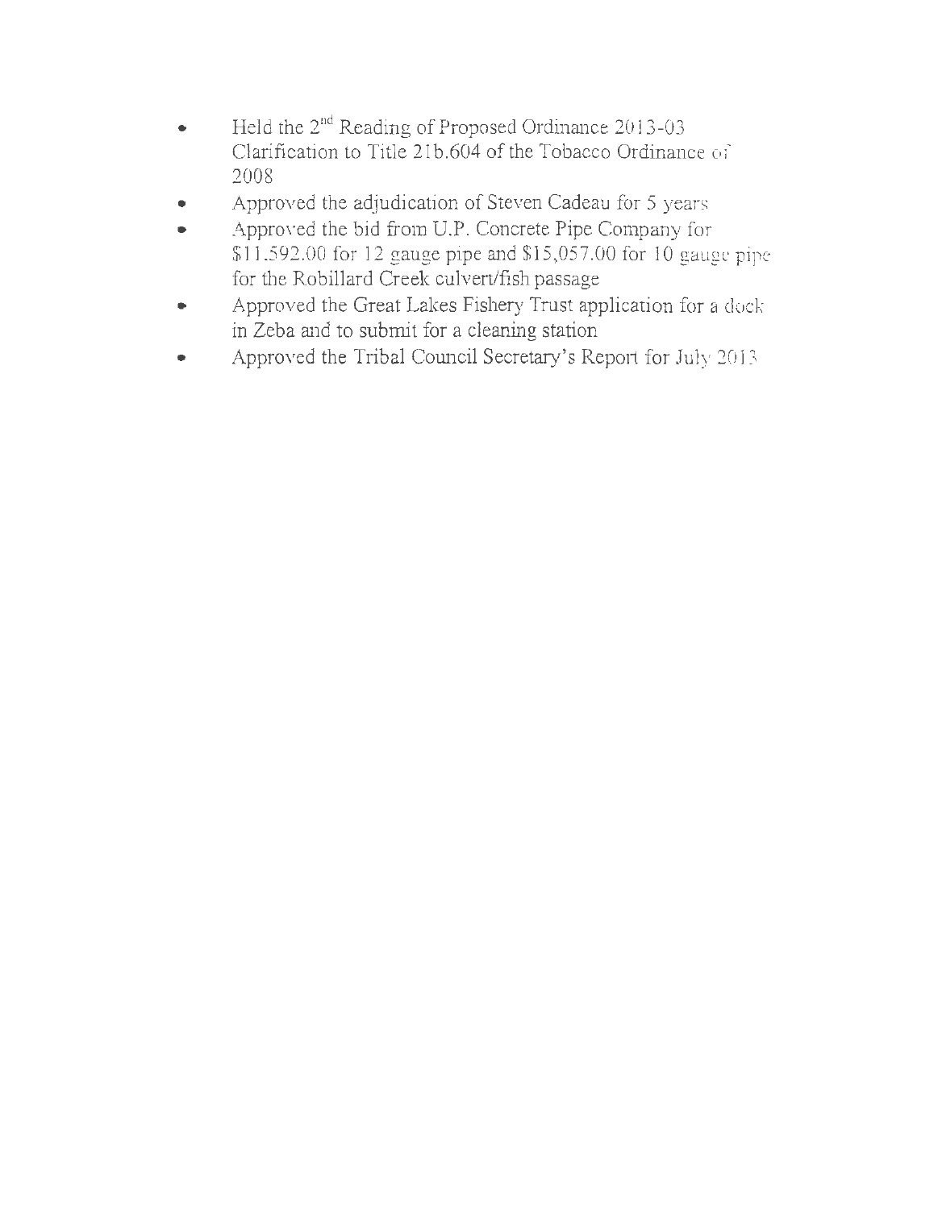- Held the 2nd Reading of Proposed Ordinance 2013-03 Clarification to Title 21b.604 of the Tobacco Ordinance of 2008
- Approved the adjudication of Steven Cadeau for 5 years
- Approved the bid from U.P. Concrete Pipe Company for $11,592.00 for 12 gauge pipe and $15,057.00 for 10 gauge pipe for the Robillard Creek culvert/fish passage
- Approved the Great Lakes Fishery Trust application for a dock in Zeba and to submit for a cleaning station
- Approved the Tribal Council Secretary's Report for July 2013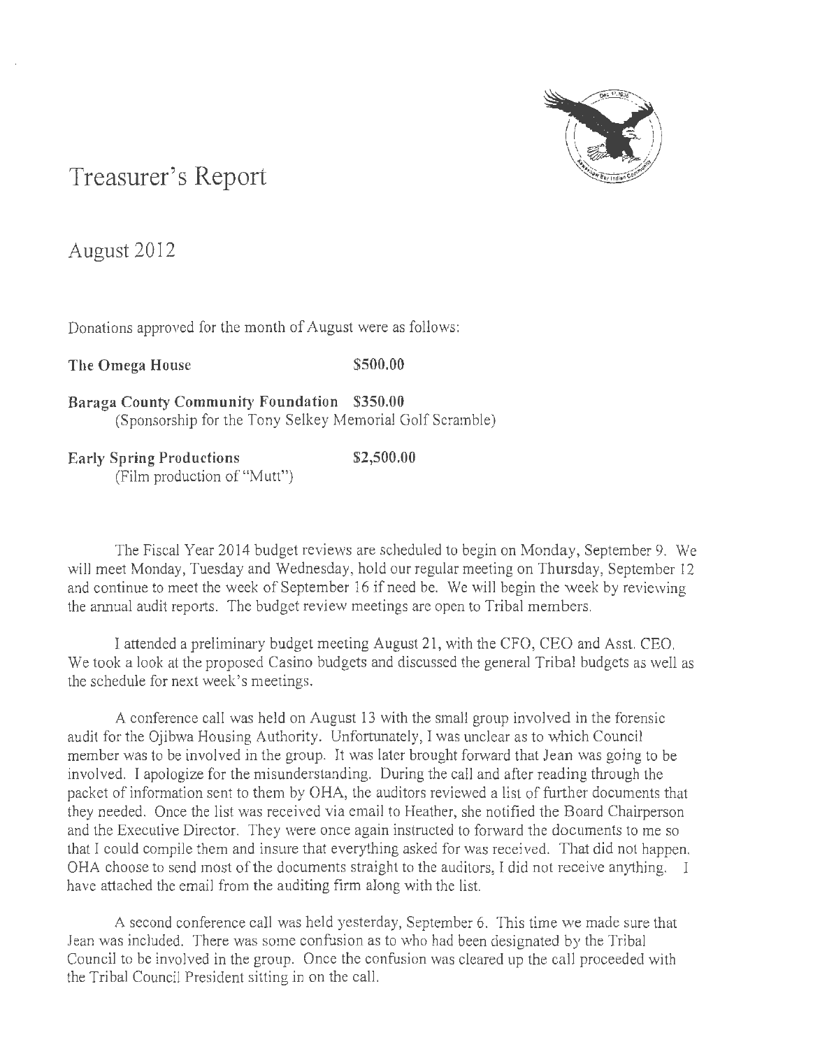# Treasurer's Report

## August 2012

Donations approved for the month of August were as follows:

**The Omega House** **$500.00**

**Baraga County Community Foundation** **$350.00**
(Sponsorship for the Tony Selkey Memorial Golf Scramble)

**Early Spring Productions** **$2,500.00**
(Film production of "Mutt")

The Fiscal Year 2014 budget reviews are scheduled to begin on Monday, September 9. We will meet Monday, Tuesday and Wednesday, hold our regular meeting on Thursday, September 12 and continue to meet the week of September 16 if need be. We will begin the week by reviewing the annual audit reports. The budget review meetings are open to Tribal members.

I attended a preliminary budget meeting August 21, with the CFO, CEO and Asst. CEO. We took a look at the proposed Casino budgets and discussed the general Tribal budgets as well as the schedule for next week's meetings.

A conference call was held on August 13 with the small group involved in the forensic audit for the Ojibwa Housing Authority. Unfortunately, I was unclear as to which Council member was to be involved in the group. It was later brought forward that Jean was going to be involved. I apologize for the misunderstanding. During the call and after reading through the packet of information sent to them by OHA, the auditors reviewed a list of further documents that they needed. Once the list was received via email to Heather, she notified the Board Chairperson and the Executive Director. They were once again instructed to forward the documents to me so that I could compile them and insure that everything asked for was received. That did not happen. OHA choose to send most of the documents straight to the auditors, I did not receive anything. I have attached the email from the auditing firm along with the list.

A second conference call was held yesterday, September 6. This time we made sure that Jean was included. There was some confusion as to who had been designated by the Tribal Council to be involved in the group. Once the confusion was cleared up the call proceeded with the Tribal Council President sitting in on the call.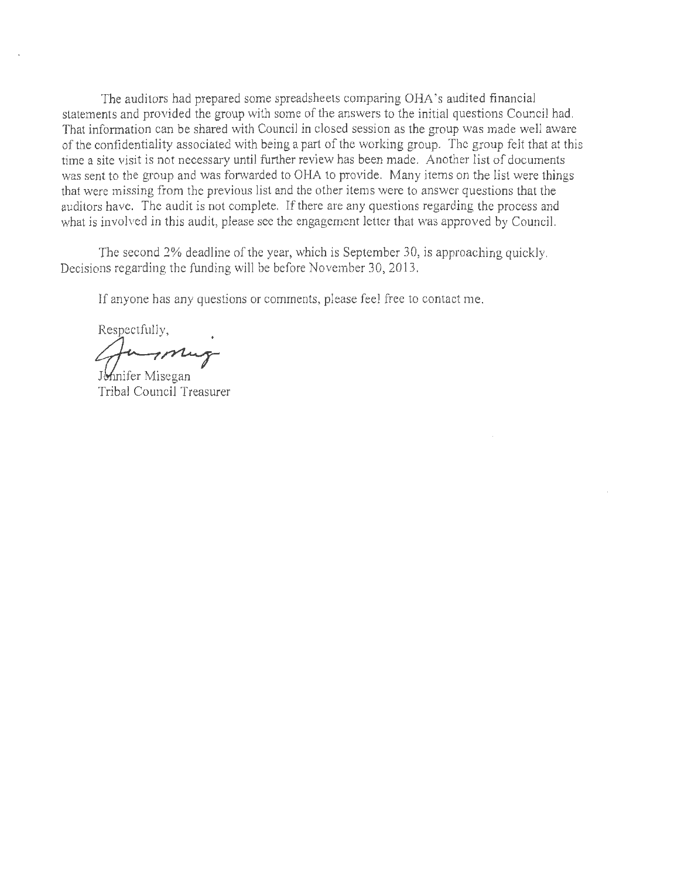The auditors had prepared some spreadsheets comparing OHA's audited financial statements and provided the group with some of the answers to the initial questions Council had. That information can be shared with Council in closed session as the group was made well aware of the confidentiality associated with being a part of the working group. The group felt that at this time a site visit is not necessary until further review has been made. Another list of documents was sent to the group and was forwarded to OHA to provide. Many items on the list were things that were missing from the previous list and the other items were to answer questions that the auditors have. The audit is not complete. If there are any questions regarding the process and what is involved in this audit, please see the engagement letter that was approved by Council.

The second 2% deadline of the year, which is September 30, is approaching quickly. Decisions regarding the funding will be before November 30, 2013.

If anyone has any questions or comments, please feel free to contact me.

Respectfully,

Jennifer Misegan
Tribal Council Treasurer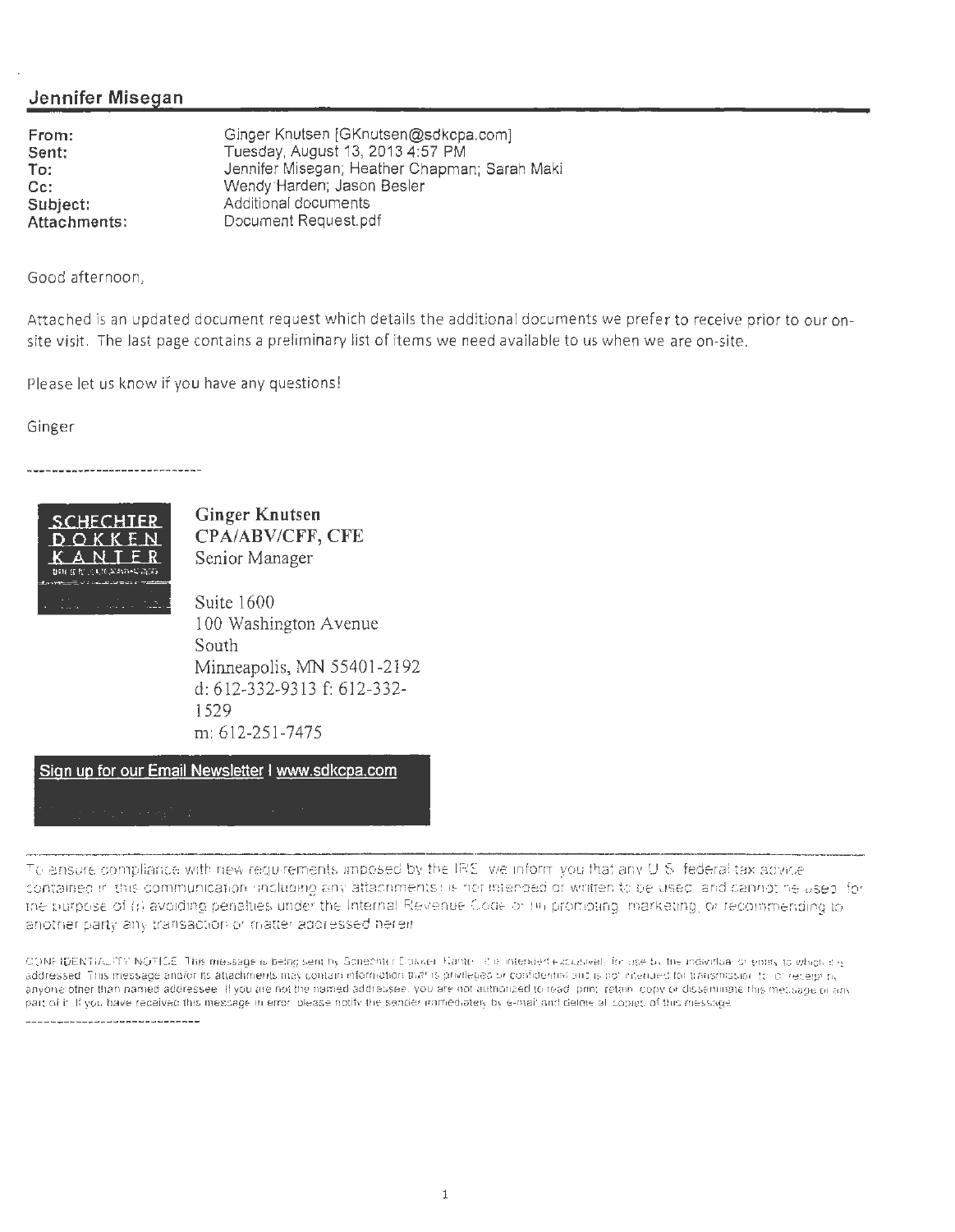## Jennifer Misegan

| | |
|---|---|
| **From:** | Ginger Knutsen [GKnutsen@sdkcpa.com] |
| **Sent:** | Tuesday, August 13, 2013 4:57 PM |
| **To:** | Jennifer Misegan; Heather Chapman; Sarah Maki |
| **Cc:** | Wendy Harden; Jason Besler |
| **Subject:** | Additional documents |
| **Attachments:** | Document Request.pdf |

Good afternoon,

Attached is an updated document request which details the additional documents we prefer to receive prior to our on-site visit. The last page contains a preliminary list of items we need available to us when we are on-site.

Please let us know if you have any questions!

Ginger

-----------------------------

SCHECHTER DOKKEN KANTER

**Ginger Knutsen**
**CPA/ABV/CFF, CFE**
Senior Manager

Suite 1600
100 Washington Avenue South
Minneapolis, MN 55401-2192
d: 612-332-9313 f: 612-332-1529
m: 612-251-7475

Sign up for our Email Newsletter | www.sdkcpa.com

To ensure compliance with new requirements imposed by the IRS, we inform you that any U.S. federal tax advice contained in this communication (including any attachments) is not intended or written to be used, and cannot be used, for the purpose of (i) avoiding penalties under the Internal Revenue Code or (ii) promoting, marketing, or recommending to another party any transaction or matter addressed herein.

CONFIDENTIALITY NOTICE: This message is being sent by Schechter Dokken Kanter. It is intended exclusively for use by the individual or entity to which it is addressed. This message and/or its attachments may contain information that is privileged or confidential and is not intended for transmission to, or receipt by, anyone other than named addressee. If you are not the named addressee, you are not authorized to read, print, retain, copy or disseminate this message or any part of it. If you have received this message in error, please notify the sender immediately by e-mail and delete all copies of this message.

-----------------------------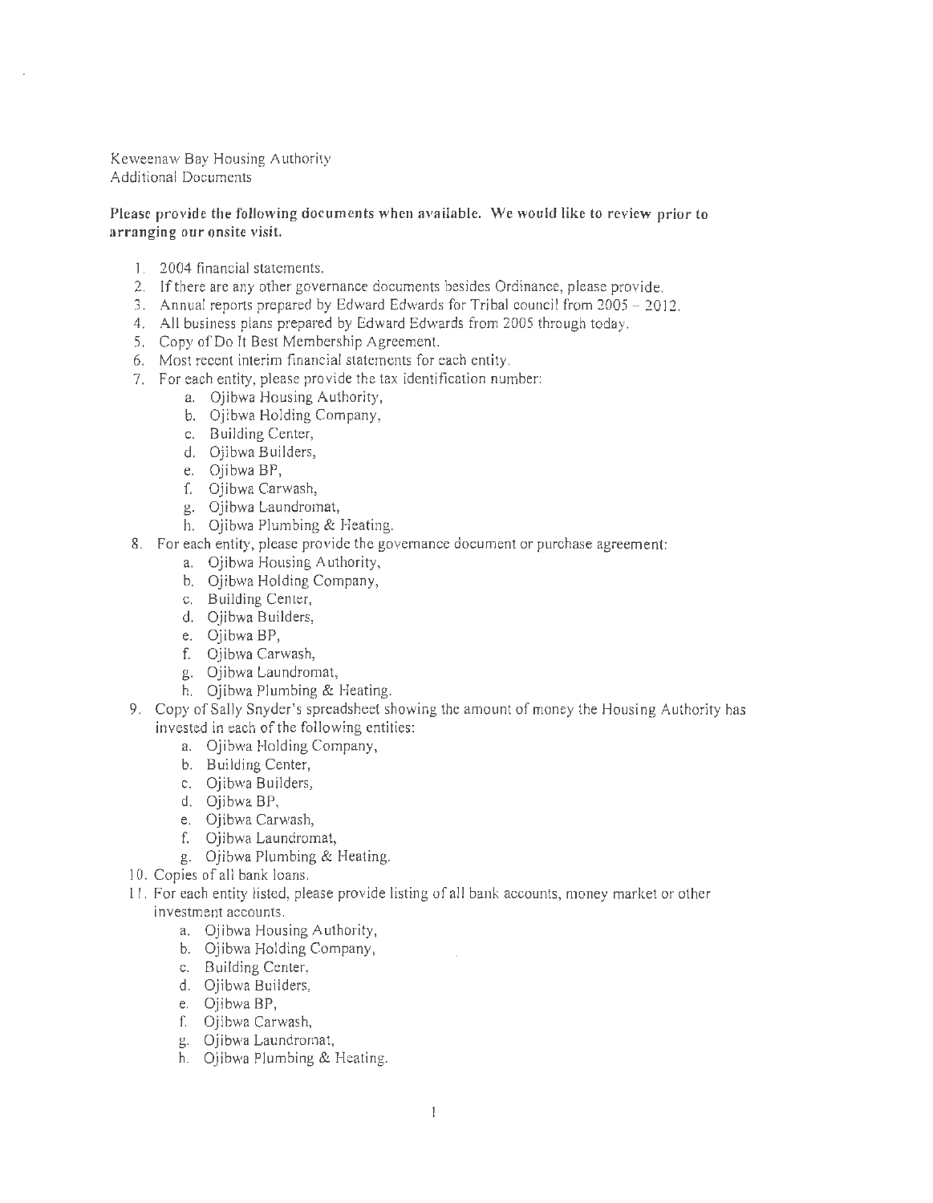Keweenaw Bay Housing Authority
Additional Documents

**Please provide the following documents when available. We would like to review prior to arranging our onsite visit.**

1. 2004 financial statements.
2. If there are any other governance documents besides Ordinance, please provide.
3. Annual reports prepared by Edward Edwards for Tribal council from 2005 – 2012.
4. All business plans prepared by Edward Edwards from 2005 through today.
5. Copy of Do It Best Membership Agreement.
6. Most recent interim financial statements for each entity.
7. For each entity, please provide the tax identification number:
    a. Ojibwa Housing Authority,
    b. Ojibwa Holding Company,
    c. Building Center,
    d. Ojibwa Builders,
    e. Ojibwa BP,
    f. Ojibwa Carwash,
    g. Ojibwa Laundromat,
    h. Ojibwa Plumbing & Heating.
8. For each entity, please provide the governance document or purchase agreement:
    a. Ojibwa Housing Authority,
    b. Ojibwa Holding Company,
    c. Building Center,
    d. Ojibwa Builders,
    e. Ojibwa BP,
    f. Ojibwa Carwash,
    g. Ojibwa Laundromat,
    h. Ojibwa Plumbing & Heating.
9. Copy of Sally Snyder's spreadsheet showing the amount of money the Housing Authority has invested in each of the following entities:
    a. Ojibwa Holding Company,
    b. Building Center,
    c. Ojibwa Builders,
    d. Ojibwa BP,
    e. Ojibwa Carwash,
    f. Ojibwa Laundromat,
    g. Ojibwa Plumbing & Heating.
10. Copies of all bank loans.
11. For each entity listed, please provide listing of all bank accounts, money market or other investment accounts.
    a. Ojibwa Housing Authority,
    b. Ojibwa Holding Company,
    c. Building Center,
    d. Ojibwa Builders,
    e. Ojibwa BP,
    f. Ojibwa Carwash,
    g. Ojibwa Laundromat,
    h. Ojibwa Plumbing & Heating.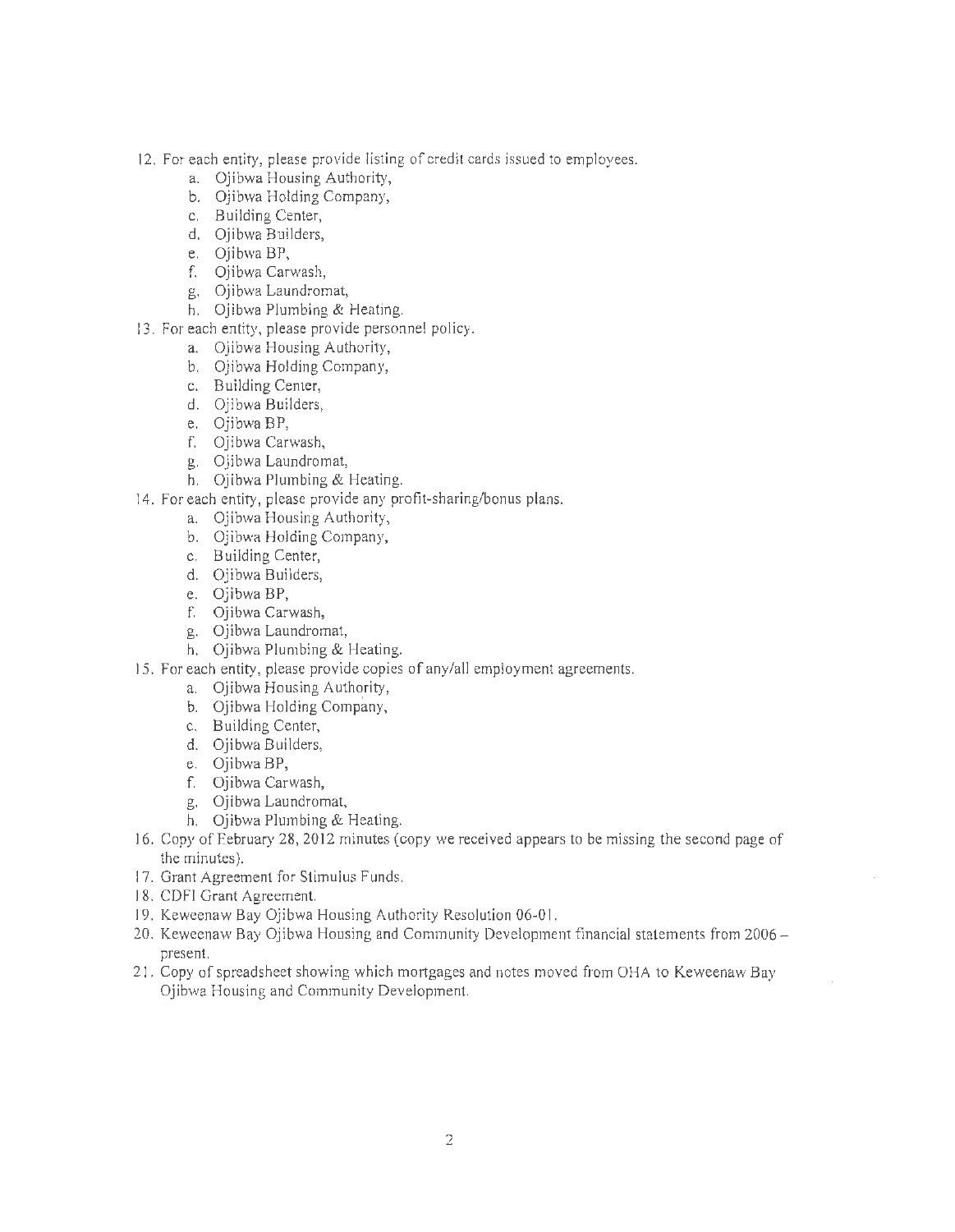12. For each entity, please provide listing of credit cards issued to employees.
    a. Ojibwa Housing Authority,
    b. Ojibwa Holding Company,
    c. Building Center,
    d. Ojibwa Builders,
    e. Ojibwa BP,
    f. Ojibwa Carwash,
    g. Ojibwa Laundromat,
    h. Ojibwa Plumbing & Heating.
13. For each entity, please provide personnel policy.
    a. Ojibwa Housing Authority,
    b. Ojibwa Holding Company,
    c. Building Center,
    d. Ojibwa Builders,
    e. Ojibwa BP,
    f. Ojibwa Carwash,
    g. Ojibwa Laundromat,
    h. Ojibwa Plumbing & Heating.
14. For each entity, please provide any profit-sharing/bonus plans.
    a. Ojibwa Housing Authority,
    b. Ojibwa Holding Company,
    c. Building Center,
    d. Ojibwa Builders,
    e. Ojibwa BP,
    f. Ojibwa Carwash,
    g. Ojibwa Laundromat,
    h. Ojibwa Plumbing & Heating.
15. For each entity, please provide copies of any/all employment agreements.
    a. Ojibwa Housing Authority,
    b. Ojibwa Holding Company,
    c. Building Center,
    d. Ojibwa Builders,
    e. Ojibwa BP,
    f. Ojibwa Carwash,
    g. Ojibwa Laundromat,
    h. Ojibwa Plumbing & Heating.
16. Copy of February 28, 2012 minutes (copy we received appears to be missing the second page of the minutes).
17. Grant Agreement for Stimulus Funds.
18. CDFI Grant Agreement.
19. Keweenaw Bay Ojibwa Housing Authority Resolution 06-01.
20. Keweenaw Bay Ojibwa Housing and Community Development financial statements from 2006 – present.
21. Copy of spreadsheet showing which mortgages and notes moved from OHA to Keweenaw Bay Ojibwa Housing and Community Development.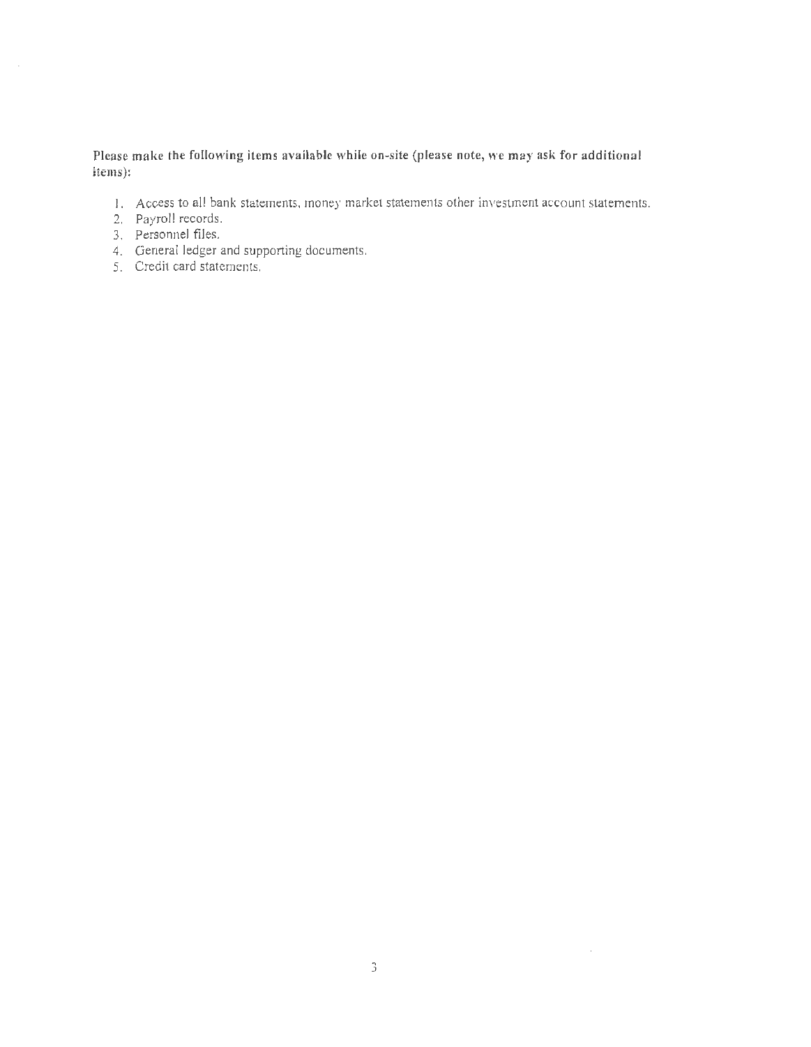**Please make the following items available while on-site (please note, we may ask for additional items):**

1. Access to all bank statements, money market statements other investment account statements.
2. Payroll records.
3. Personnel files.
4. General ledger and supporting documents.
5. Credit card statements.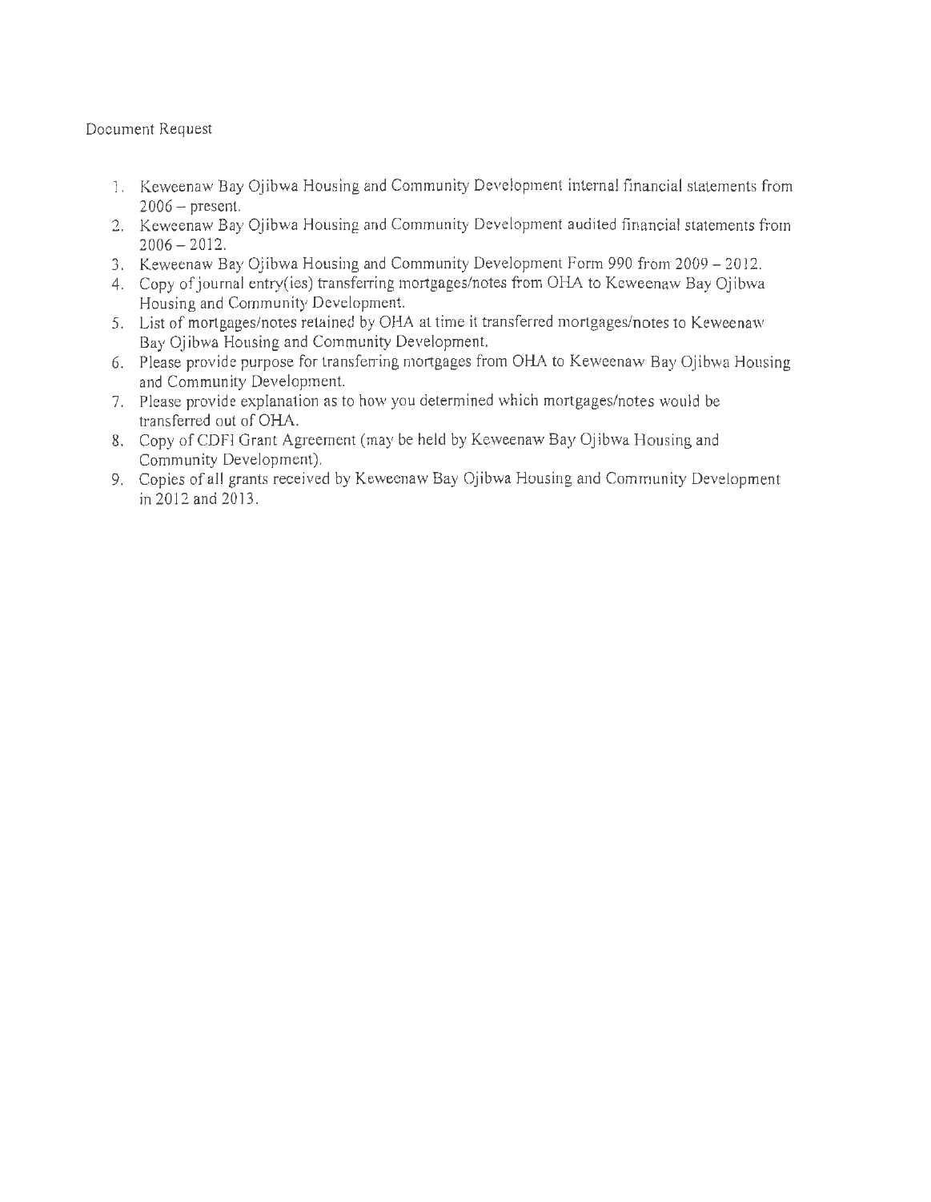Document Request

1. Keweenaw Bay Ojibwa Housing and Community Development internal financial statements from 2006 – present.
2. Keweenaw Bay Ojibwa Housing and Community Development audited financial statements from 2006 – 2012.
3. Keweenaw Bay Ojibwa Housing and Community Development Form 990 from 2009 – 2012.
4. Copy of journal entry(ies) transferring mortgages/notes from OHA to Keweenaw Bay Ojibwa Housing and Community Development.
5. List of mortgages/notes retained by OHA at time it transferred mortgages/notes to Keweenaw Bay Ojibwa Housing and Community Development.
6. Please provide purpose for transferring mortgages from OHA to Keweenaw Bay Ojibwa Housing and Community Development.
7. Please provide explanation as to how you determined which mortgages/notes would be transferred out of OHA.
8. Copy of CDFI Grant Agreement (may be held by Keweenaw Bay Ojibwa Housing and Community Development).
9. Copies of all grants received by Keweenaw Bay Ojibwa Housing and Community Development in 2012 and 2013.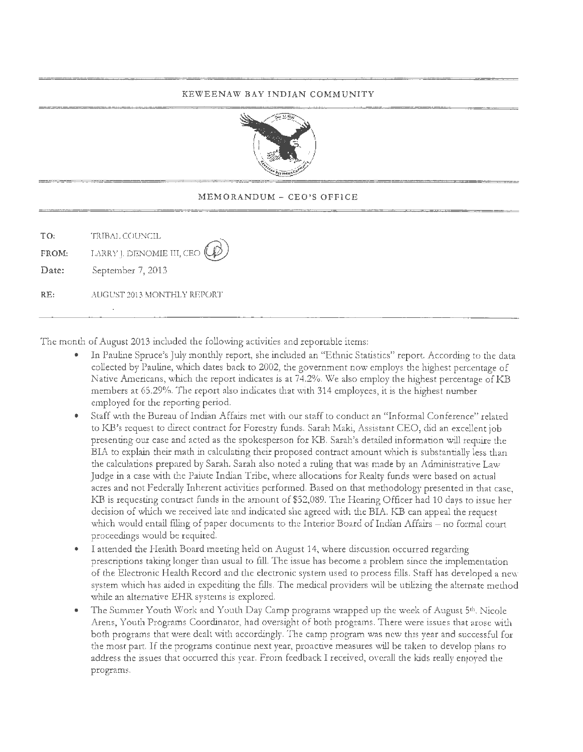KEWEENAW BAY INDIAN COMMUNITY

MEMORANDUM – CEO'S OFFICE

TO: TRIBAL COUNCIL

FROM: LARRY J. DENOMIE III, CEO

Date: September 7, 2013

RE: AUGUST 2013 MONTHLY REPORT

The month of August 2013 included the following activities and reportable items:

- In Pauline Spruce's July monthly report, she included an "Ethnic Statistics" report. According to the data collected by Pauline, which dates back to 2002, the government now employs the highest percentage of Native Americans, which the report indicates is at 74.2%. We also employ the highest percentage of KB members at 65.29%. The report also indicates that with 314 employees, it is the highest number employed for the reporting period.
- Staff with the Bureau of Indian Affairs met with our staff to conduct an "Informal Conference" related to KB's request to direct contract for Forestry funds. Sarah Maki, Assistant CEO, did an excellent job presenting our case and acted as the spokesperson for KB. Sarah's detailed information will require the BIA to explain their math in calculating their proposed contract amount which is substantially less than the calculations prepared by Sarah. Sarah also noted a ruling that was made by an Administrative Law Judge in a case with the Paiute Indian Tribe, where allocations for Realty funds were based on actual acres and not Federally Inherent activities performed. Based on that methodology presented in that case, KB is requesting contract funds in the amount of $52,089. The Hearing Officer had 10 days to issue her decision of which we received late and indicated she agreed with the BIA. KB can appeal the request which would entail filing of paper documents to the Interior Board of Indian Affairs – no formal court proceedings would be required.
- I attended the Health Board meeting held on August 14, where discussion occurred regarding prescriptions taking longer than usual to fill. The issue has become a problem since the implementation of the Electronic Health Record and the electronic system used to process fills. Staff has developed a new system which has aided in expediting the fills. The medical providers will be utilizing the alternate method while an alternative EHR systems is explored.
- The Summer Youth Work and Youth Day Camp programs wrapped up the week of August 5th. Nicole Arens, Youth Programs Coordinator, had oversight of both programs. There were issues that arose with both programs that were dealt with accordingly. The camp program was new this year and successful for the most part. If the programs continue next year, proactive measures will be taken to develop plans to address the issues that occurred this year. From feedback I received, overall the kids really enjoyed the programs.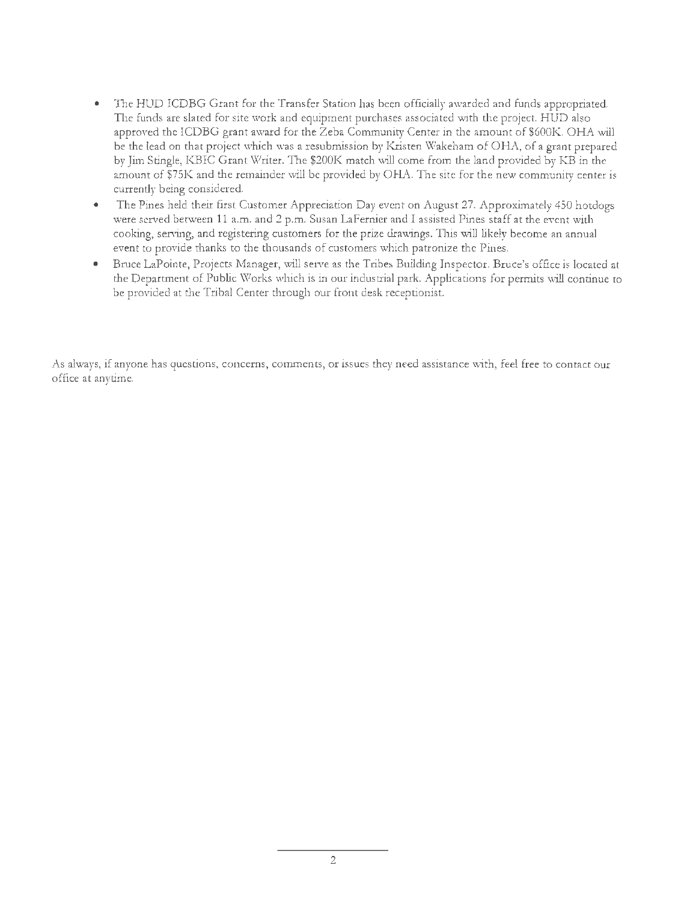- The HUD ICDBG Grant for the Transfer Station has been officially awarded and funds appropriated. The funds are slated for site work and equipment purchases associated with the project. HUD also approved the ICDBG grant award for the Zeba Community Center in the amount of $600K. OHA will be the lead on that project which was a resubmission by Kristen Wakeham of OHA, of a grant prepared by Jim Stingle, KBIC Grant Writer. The $200K match will come from the land provided by KB in the amount of $75K and the remainder will be provided by OHA. The site for the new community center is currently being considered.
- The Pines held their first Customer Appreciation Day event on August 27. Approximately 450 hotdogs were served between 11 a.m. and 2 p.m. Susan LaFernier and I assisted Pines staff at the event with cooking, serving, and registering customers for the prize drawings. This will likely become an annual event to provide thanks to the thousands of customers which patronize the Pines.
- Bruce LaPointe, Projects Manager, will serve as the Tribes Building Inspector. Bruce's office is located at the Department of Public Works which is in our industrial park. Applications for permits will continue to be provided at the Tribal Center through our front desk receptionist.

As always, if anyone has questions, concerns, comments, or issues they need assistance with, feel free to contact our office at anytime.